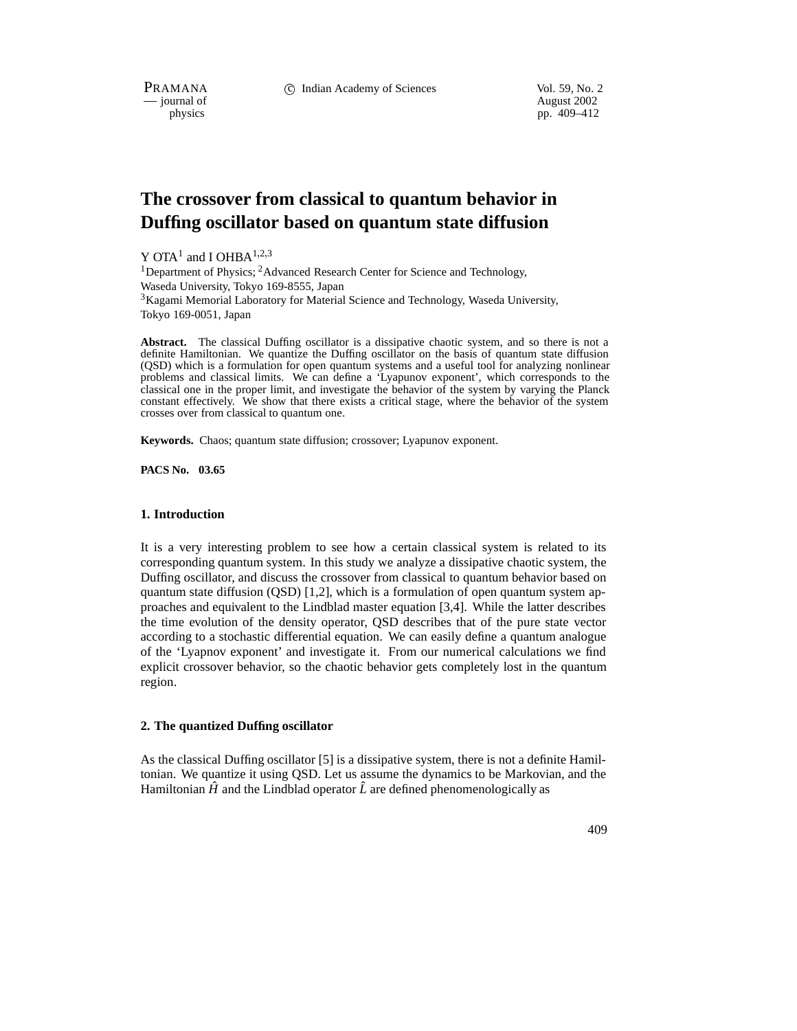# The crossover from classical to quantum behavior in Duffing oscillator based on quantum state diffusion

Y OTA[1] and I OHBA[1,2,3]

[1]Department of Physics; [2]Advanced Research Center for Science and Technology, Waseda University, Tokyo 169-8555, Japan
[3]Kagami Memorial Laboratory for Material Science and Technology, Waseda University, Tokyo 169-0051, Japan

**Abstract.** The classical Duffing oscillator is a dissipative chaotic system, and so there is not a definite Hamiltonian. We quantize the Duffing oscillator on the basis of quantum state diffusion (QSD) which is a formulation for open quantum systems and a useful tool for analyzing nonlinear problems and classical limits. We can define a 'Lyapunov exponent', which corresponds to the classical one in the proper limit, and investigate the behavior of the system by varying the Planck constant effectively. We show that there exists a critical stage, where the behavior of the system crosses over from classical to quantum one.

**Keywords.** Chaos; quantum state diffusion; crossover; Lyapunov exponent.

**PACS No. 03.65**

## 1. Introduction

It is a very interesting problem to see how a certain classical system is related to its corresponding quantum system. In this study we analyze a dissipative chaotic system, the Duffing oscillator, and discuss the crossover from classical to quantum behavior based on quantum state diffusion (QSD) [1,2], which is a formulation of open quantum system approaches and equivalent to the Lindblad master equation [3,4]. While the latter describes the time evolution of the density operator, QSD describes that of the pure state vector according to a stochastic differential equation. We can easily define a quantum analogue of the 'Lyapnov exponent' and investigate it. From our numerical calculations we find explicit crossover behavior, so the chaotic behavior gets completely lost in the quantum region.

## 2. The quantized Duffing oscillator

As the classical Duffing oscillator [5] is a dissipative system, there is not a definite Hamiltonian. We quantize it using QSD. Let us assume the dynamics to be Markovian, and the Hamiltonian $\hat{H}$ and the Lindblad operator $\hat{L}$ are defined phenomenologically as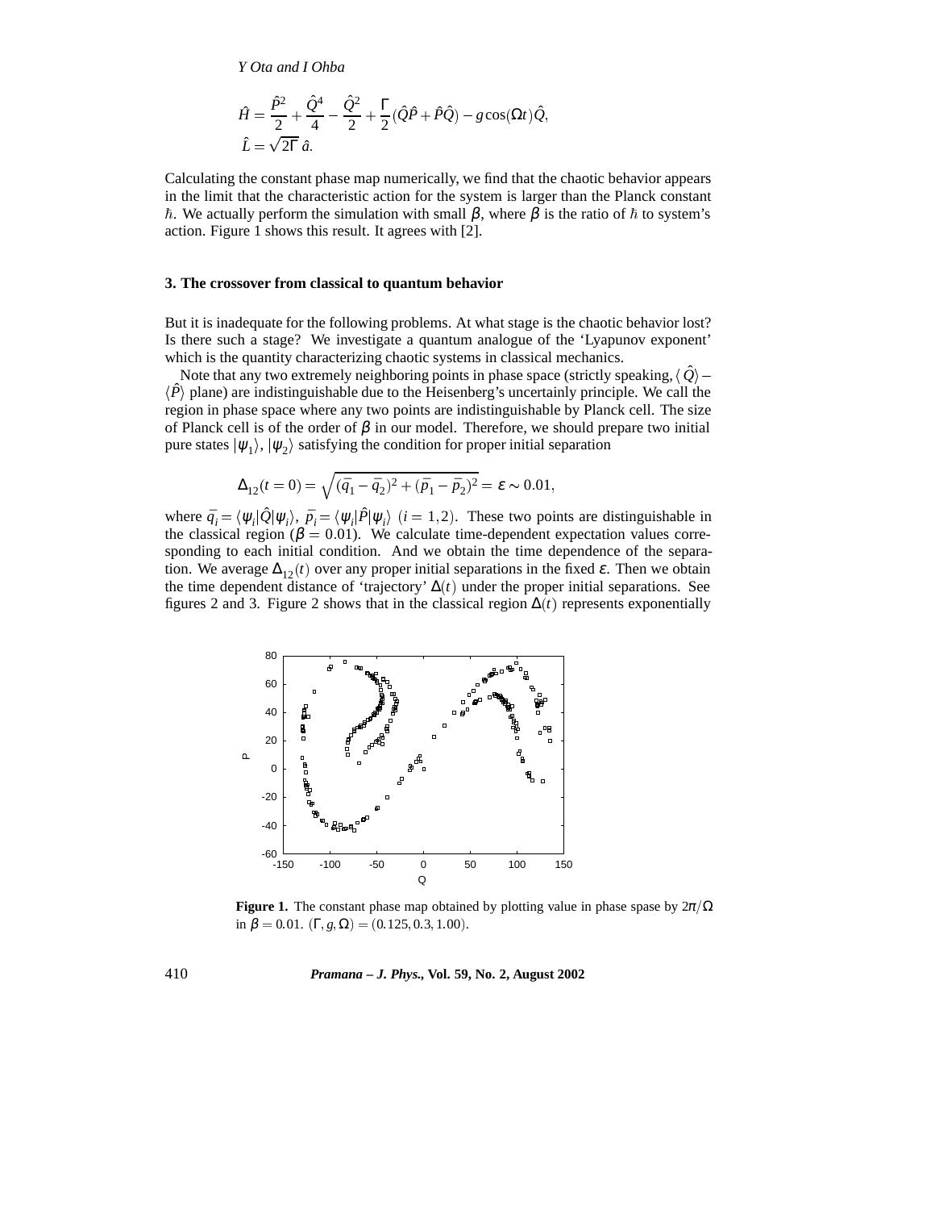$$\hat{H} = \frac{\hat{P}^2}{2} + \frac{\hat{Q}^4}{4} - \frac{\hat{Q}^2}{2} + \frac{\Gamma}{2}(\hat{Q}\hat{P} + \hat{P}\hat{Q}) - g\cos(\Omega t)\hat{Q},$$
$$\hat{L} = \sqrt{2\Gamma}\,\hat{a}.$$

Calculating the constant phase map numerically, we find that the chaotic behavior appears in the limit that the characteristic action for the system is larger than the Planck constant $\hbar$. We actually perform the simulation with small $\beta$, where $\beta$ is the ratio of $\hbar$ to system's action. Figure 1 shows this result. It agrees with [2].

## 3. The crossover from classical to quantum behavior

But it is inadequate for the following problems. At what stage is the chaotic behavior lost? Is there such a stage? We investigate a quantum analogue of the 'Lyapunov exponent' which is the quantity characterizing chaotic systems in classical mechanics.

Note that any two extremely neighboring points in phase space (strictly speaking, $\langle\hat{Q}\rangle - \langle\hat{P}\rangle$ plane) are indistinguishable due to the Heisenberg's uncertainly principle. We call the region in phase space where any two points are indistinguishable by Planck cell. The size of Planck cell is of the order of $\beta$ in our model. Therefore, we should prepare two initial pure states $|\psi_1\rangle, |\psi_2\rangle$ satisfying the condition for proper initial separation

$$\Delta_{12}(t=0) = \sqrt{(\bar{q}_1 - \bar{q}_2)^2 + (\bar{p}_1 - \bar{p}_2)^2} = \varepsilon \sim 0.01,$$

where $\bar{q}_i = \langle\psi_i|\hat{Q}|\psi_i\rangle$, $\bar{p}_i = \langle\psi_i|\hat{P}|\psi_i\rangle$ $(i = 1, 2)$. These two points are distinguishable in the classical region ($\beta = 0.01$). We calculate time-dependent expectation values corresponding to each initial condition. And we obtain the time dependence of the separation. We average $\Delta_{12}(t)$ over any proper initial separations in the fixed $\varepsilon$. Then we obtain the time dependent distance of 'trajectory' $\Delta(t)$ under the proper initial separations. See figures 2 and 3. Figure 2 shows that in the classical region $\Delta(t)$ represents exponentially

**Figure 1.** The constant phase map obtained by plotting value in phase spase by $2\pi/\Omega$ in $\beta = 0.01$. $(\Gamma, g, \Omega) = (0.125, 0.3, 1.00)$.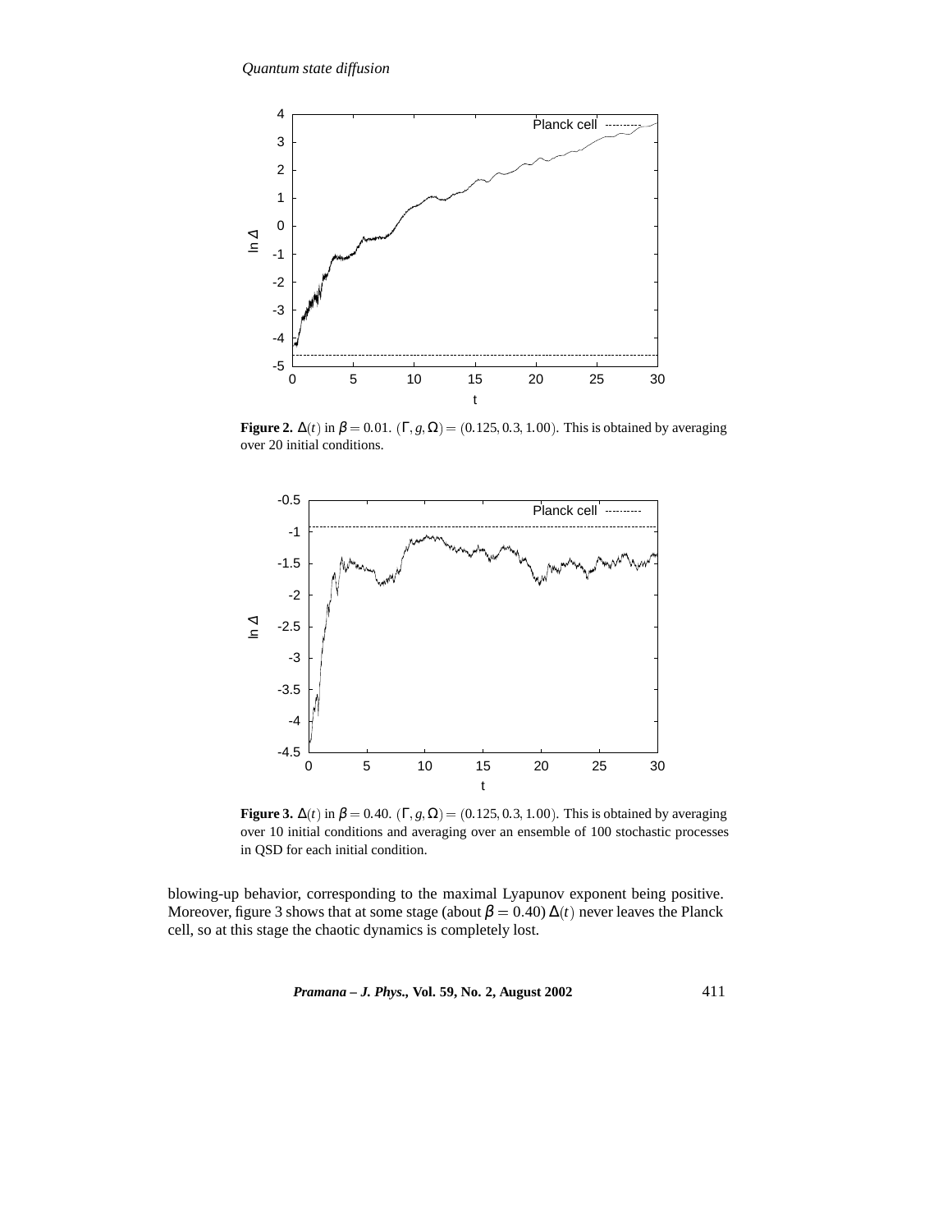**Figure 2.** $\Delta(t)$ in $\beta = 0.01$. $(\Gamma, g, \Omega) = (0.125, 0.3, 1.00)$. This is obtained by averaging over 20 initial conditions.

**Figure 3.** $\Delta(t)$ in $\beta = 0.40$. $(\Gamma, g, \Omega) = (0.125, 0.3, 1.00)$. This is obtained by averaging over 10 initial conditions and averaging over an ensemble of 100 stochastic processes in QSD for each initial condition.

blowing-up behavior, corresponding to the maximal Lyapunov exponent being positive. Moreover, figure 3 shows that at some stage (about $\beta = 0.40$) $\Delta(t)$ never leaves the Planck cell, so at this stage the chaotic dynamics is completely lost.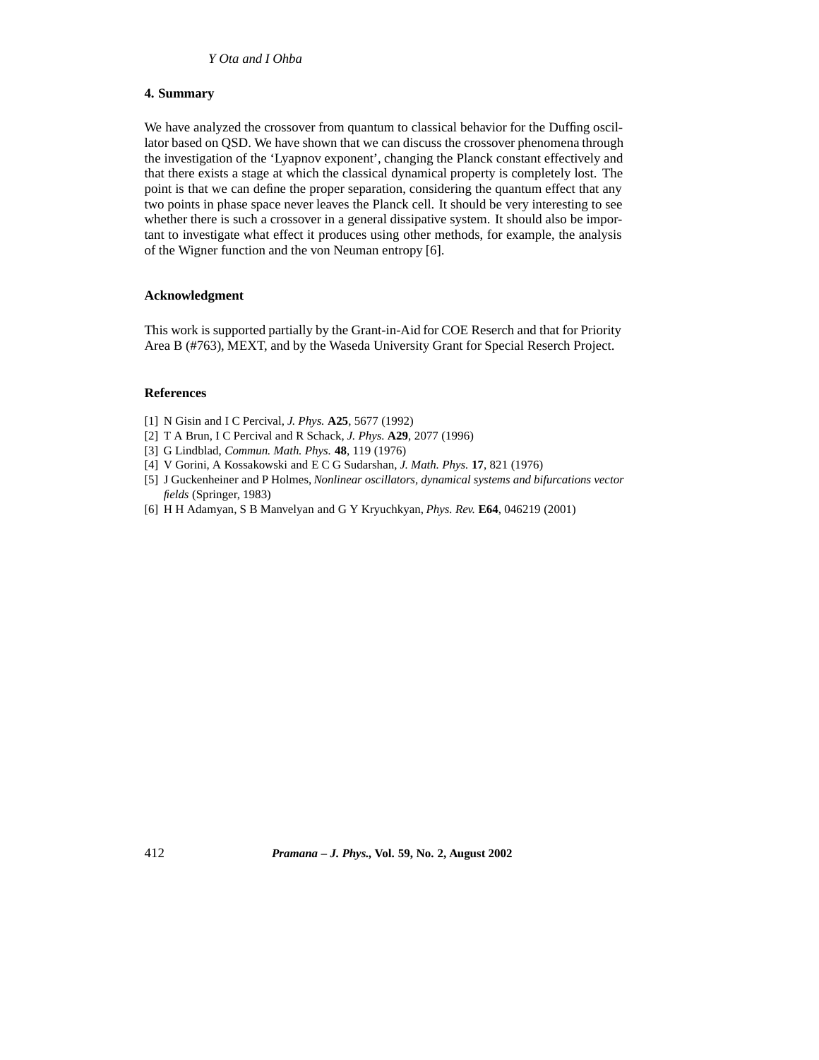## 4. Summary

We have analyzed the crossover from quantum to classical behavior for the Duffing oscillator based on QSD. We have shown that we can discuss the crossover phenomena through the investigation of the 'Lyapnov exponent', changing the Planck constant effectively and that there exists a stage at which the classical dynamical property is completely lost. The point is that we can define the proper separation, considering the quantum effect that any two points in phase space never leaves the Planck cell. It should be very interesting to see whether there is such a crossover in a general dissipative system. It should also be important to investigate what effect it produces using other methods, for example, the analysis of the Wigner function and the von Neuman entropy [6].

## Acknowledgment

This work is supported partially by the Grant-in-Aid for COE Reserch and that for Priority Area B (#763), MEXT, and by the Waseda University Grant for Special Reserch Project.

## References

[1] N Gisin and I C Percival, *J. Phys.* **A25**, 5677 (1992)

[2] T A Brun, I C Percival and R Schack, *J. Phys.* **A29**, 2077 (1996)

[3] G Lindblad, *Commun. Math. Phys.* **48**, 119 (1976)

[4] V Gorini, A Kossakowski and E C G Sudarshan, *J. Math. Phys.* **17**, 821 (1976)

[5] J Guckenheiner and P Holmes, *Nonlinear oscillators, dynamical systems and bifurcations vector fields* (Springer, 1983)

[6] H H Adamyan, S B Manvelyan and G Y Kryuchkyan, *Phys. Rev.* **E64**, 046219 (2001)